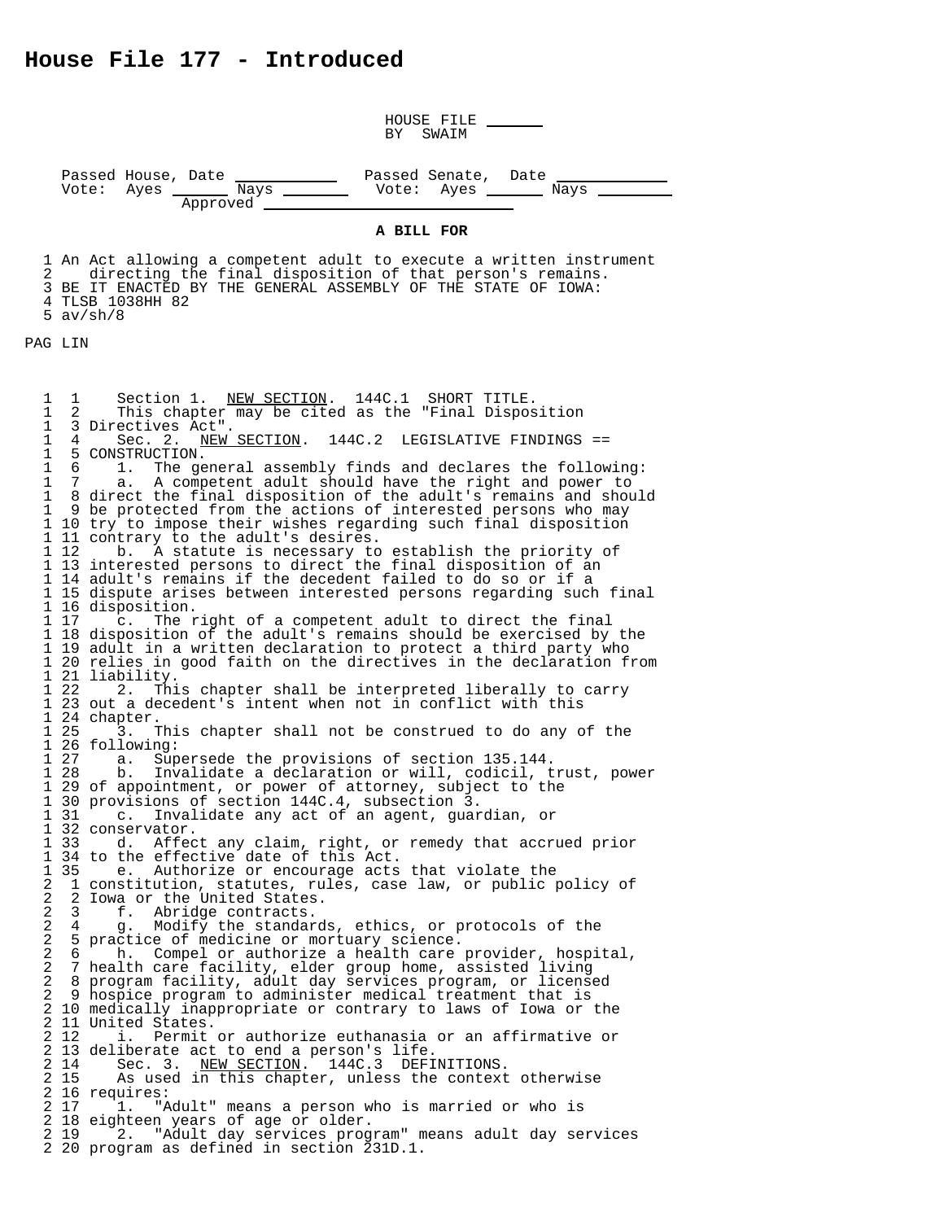# House File 177 - Introduced

HOUSE FILE \_\_\_\_\_\_
BY SWAIM

Passed House, Date \_\_\_\_\_\_\_\_\_\_ Passed Senate, Date \_\_\_\_\_\_\_\_\_\_
Vote: Ayes \_\_\_\_\_ Nays \_\_\_\_\_ Vote: Ayes \_\_\_\_\_ Nays \_\_\_\_\_
Approved \_\_\_\_\_\_\_\_\_\_\_\_\_\_\_\_\_\_\_\_

**A BILL FOR**

```
  1 An Act allowing a competent adult to execute a written instrument
  2    directing the final disposition of that person's remains.
  3 BE IT ENACTED BY THE GENERAL ASSEMBLY OF THE STATE OF IOWA:
  4 TLSB 1038HH 82
  5 av/sh/8
```

PAG LIN

```
  1  1    Section 1.  NEW SECTION.  144C.1  SHORT TITLE.
  1  2    This chapter may be cited as the "Final Disposition
  1  3 Directives Act".
  1  4    Sec. 2.  NEW SECTION.  144C.2  LEGISLATIVE FINDINGS ==
  1  5 CONSTRUCTION.
  1  6    1.  The general assembly finds and declares the following:
  1  7    a.  A competent adult should have the right and power to
  1  8 direct the final disposition of the adult's remains and should
  1  9 be protected from the actions of interested persons who may
  1 10 try to impose their wishes regarding such final disposition
  1 11 contrary to the adult's desires.
  1 12    b.  A statute is necessary to establish the priority of
  1 13 interested persons to direct the final disposition of an
  1 14 adult's remains if the decedent failed to do so or if a
  1 15 dispute arises between interested persons regarding such final
  1 16 disposition.
  1 17    c.  The right of a competent adult to direct the final
  1 18 disposition of the adult's remains should be exercised by the
  1 19 adult in a written declaration to protect a third party who
  1 20 relies in good faith on the directives in the declaration from
  1 21 liability.
  1 22    2.  This chapter shall be interpreted liberally to carry
  1 23 out a decedent's intent when not in conflict with this
  1 24 chapter.
  1 25    3.  This chapter shall not be construed to do any of the
  1 26 following:
  1 27    a.  Supersede the provisions of section 135.144.
  1 28    b.  Invalidate a declaration or will, codicil, trust, power
  1 29 of appointment, or power of attorney, subject to the
  1 30 provisions of section 144C.4, subsection 3.
  1 31    c.  Invalidate any act of an agent, guardian, or
  1 32 conservator.
  1 33    d.  Affect any claim, right, or remedy that accrued prior
  1 34 to the effective date of this Act.
  1 35    e.  Authorize or encourage acts that violate the
  2  1 constitution, statutes, rules, case law, or public policy of
  2  2 Iowa or the United States.
  2  3    f.  Abridge contracts.
  2  4    g.  Modify the standards, ethics, or protocols of the
  2  5 practice of medicine or mortuary science.
  2  6    h.  Compel or authorize a health care provider, hospital,
  2  7 health care facility, elder group home, assisted living
  2  8 program facility, adult day services program, or licensed
  2  9 hospice program to administer medical treatment that is
  2 10 medically inappropriate or contrary to laws of Iowa or the
  2 11 United States.
  2 12    i.  Permit or authorize euthanasia or an affirmative or
  2 13 deliberate act to end a person's life.
  2 14    Sec. 3.  NEW SECTION.  144C.3  DEFINITIONS.
  2 15    As used in this chapter, unless the context otherwise
  2 16 requires:
  2 17    1.  "Adult" means a person who is married or who is
  2 18 eighteen years of age or older.
  2 19    2.  "Adult day services program" means adult day services
  2 20 program as defined in section 231D.1.
```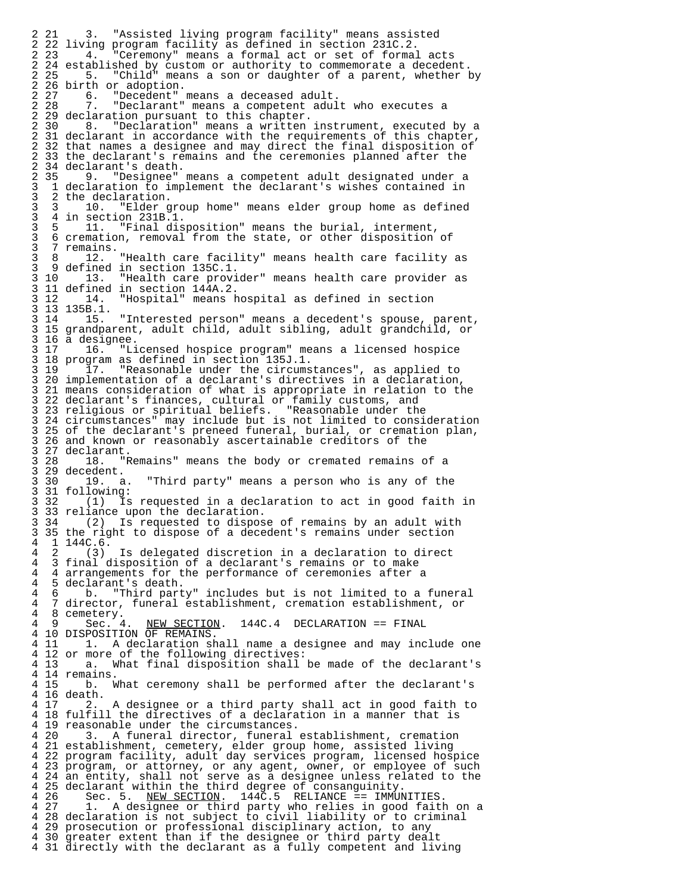3. "Assisted living program facility" means assisted living program facility as defined in section 231C.2.

4. "Ceremony" means a formal act or set of formal acts established by custom or authority to commemorate a decedent.

5. "Child" means a son or daughter of a parent, whether by birth or adoption.

6. "Decedent" means a deceased adult.

7. "Declarant" means a competent adult who executes a declaration pursuant to this chapter.

8. "Declaration" means a written instrument, executed by a declarant in accordance with the requirements of this chapter, that names a designee and may direct the final disposition of the declarant's remains and the ceremonies planned after the declarant's death.

9. "Designee" means a competent adult designated under a declaration to implement the declarant's wishes contained in the declaration.

10. "Elder group home" means elder group home as defined in section 231B.1.

11. "Final disposition" means the burial, interment, cremation, removal from the state, or other disposition of remains.

12. "Health care facility" means health care facility as defined in section 135C.1.

13. "Health care provider" means health care provider as defined in section 144A.2.

14. "Hospital" means hospital as defined in section 135B.1.

15. "Interested person" means a decedent's spouse, parent, grandparent, adult child, adult sibling, adult grandchild, or a designee.

16. "Licensed hospice program" means a licensed hospice program as defined in section 135J.1.

17. "Reasonable under the circumstances", as applied to implementation of a declarant's directives in a declaration, means consideration of what is appropriate in relation to the declarant's finances, cultural or family customs, and religious or spiritual beliefs. "Reasonable under the circumstances" may include but is not limited to consideration of the declarant's preneed funeral, burial, or cremation plan, and known or reasonably ascertainable creditors of the declarant.

18. "Remains" means the body or cremated remains of a decedent.

19. a. "Third party" means a person who is any of the following:

(1) Is requested in a declaration to act in good faith in reliance upon the declaration.

(2) Is requested to dispose of remains by an adult with the right to dispose of a decedent's remains under section 144C.6.

(3) Is delegated discretion in a declaration to direct final disposition of a declarant's remains or to make arrangements for the performance of ceremonies after a declarant's death.

b. "Third party" includes but is not limited to a funeral director, funeral establishment, cremation establishment, or cemetery.

Sec. 4. NEW SECTION. 144C.4 DECLARATION == FINAL DISPOSITION OF REMAINS.

1. A declaration shall name a designee and may include one or more of the following directives:

a. What final disposition shall be made of the declarant's remains.

b. What ceremony shall be performed after the declarant's death.

2. A designee or a third party shall act in good faith to fulfill the directives of a declaration in a manner that is reasonable under the circumstances.

3. A funeral director, funeral establishment, cremation establishment, cemetery, elder group home, assisted living program facility, adult day services program, licensed hospice program, or attorney, or any agent, owner, or employee of such an entity, shall not serve as a designee unless related to the declarant within the third degree of consanguinity.

Sec. 5. NEW SECTION. 144C.5 RELIANCE == IMMUNITIES.

1. A designee or third party who relies in good faith on a declaration is not subject to civil liability or to criminal prosecution or professional disciplinary action, to any greater extent than if the designee or third party dealt directly with the declarant as a fully competent and living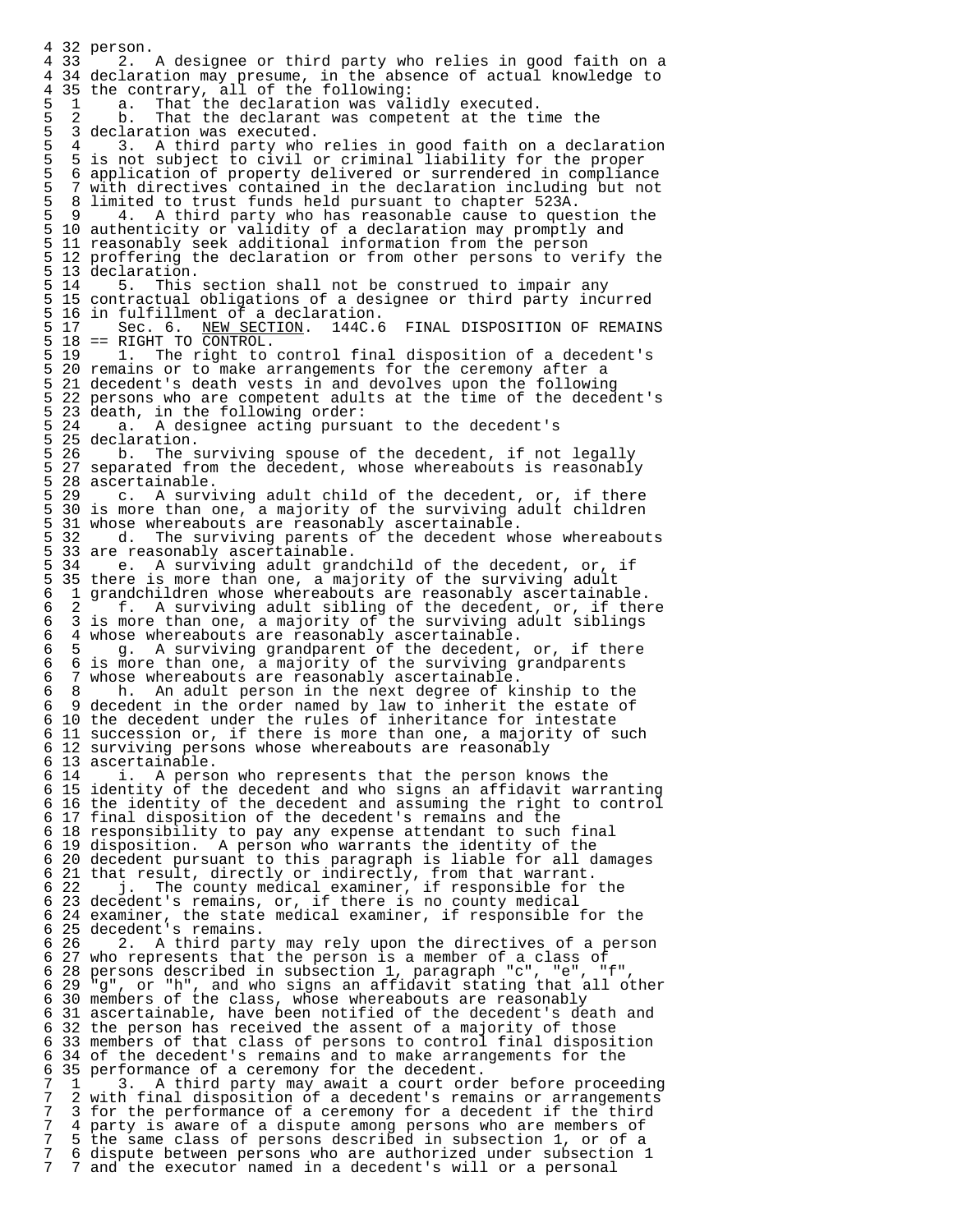person.

2. A designee or third party who relies in good faith on a declaration may presume, in the absence of actual knowledge to the contrary, all of the following:

a. That the declaration was validly executed.

b. That the declarant was competent at the time the declaration was executed.

3. A third party who relies in good faith on a declaration is not subject to civil or criminal liability for the proper application of property delivered or surrendered in compliance with directives contained in the declaration including but not limited to trust funds held pursuant to chapter 523A.

4. A third party who has reasonable cause to question the authenticity or validity of a declaration may promptly and reasonably seek additional information from the person proffering the declaration or from other persons to verify the declaration.

5. This section shall not be construed to impair any contractual obligations of a designee or third party incurred in fulfillment of a declaration.

Sec. 6. NEW SECTION. 144C.6 FINAL DISPOSITION OF REMAINS == RIGHT TO CONTROL.

1. The right to control final disposition of a decedent's remains or to make arrangements for the ceremony after a decedent's death vests in and devolves upon the following persons who are competent adults at the time of the decedent's death, in the following order:

a. A designee acting pursuant to the decedent's declaration.

b. The surviving spouse of the decedent, if not legally separated from the decedent, whose whereabouts is reasonably ascertainable.

c. A surviving adult child of the decedent, or, if there is more than one, a majority of the surviving adult children whose whereabouts are reasonably ascertainable.

d. The surviving parents of the decedent whose whereabouts are reasonably ascertainable.

e. A surviving adult grandchild of the decedent, or, if there is more than one, a majority of the surviving adult grandchildren whose whereabouts are reasonably ascertainable.

f. A surviving adult sibling of the decedent, or, if there is more than one, a majority of the surviving adult siblings whose whereabouts are reasonably ascertainable.

g. A surviving grandparent of the decedent, or, if there is more than one, a majority of the surviving grandparents whose whereabouts are reasonably ascertainable.

h. An adult person in the next degree of kinship to the decedent in the order named by law to inherit the estate of the decedent under the rules of inheritance for intestate succession or, if there is more than one, a majority of such surviving persons whose whereabouts are reasonably ascertainable.

i. A person who represents that the person knows the identity of the decedent and who signs an affidavit warranting the identity of the decedent and assuming the right to control final disposition of the decedent's remains and the responsibility to pay any expense attendant to such final disposition. A person who warrants the identity of the decedent pursuant to this paragraph is liable for all damages that result, directly or indirectly, from that warrant.

j. The county medical examiner, if responsible for the decedent's remains, or, if there is no county medical examiner, the state medical examiner, if responsible for the decedent's remains.

2. A third party may rely upon the directives of a person who represents that the person is a member of a class of persons described in subsection 1, paragraph "c", "e", "f", "g", or "h", and who signs an affidavit stating that all other members of the class, whose whereabouts are reasonably ascertainable, have been notified of the decedent's death and the person has received the assent of a majority of those members of that class of persons to control final disposition of the decedent's remains and to make arrangements for the performance of a ceremony for the decedent.

3. A third party may await a court order before proceeding with final disposition of a decedent's remains or arrangements for the performance of a ceremony for a decedent if the third party is aware of a dispute among persons who are members of the same class of persons described in subsection 1, or of a dispute between persons who are authorized under subsection 1 and the executor named in a decedent's will or a personal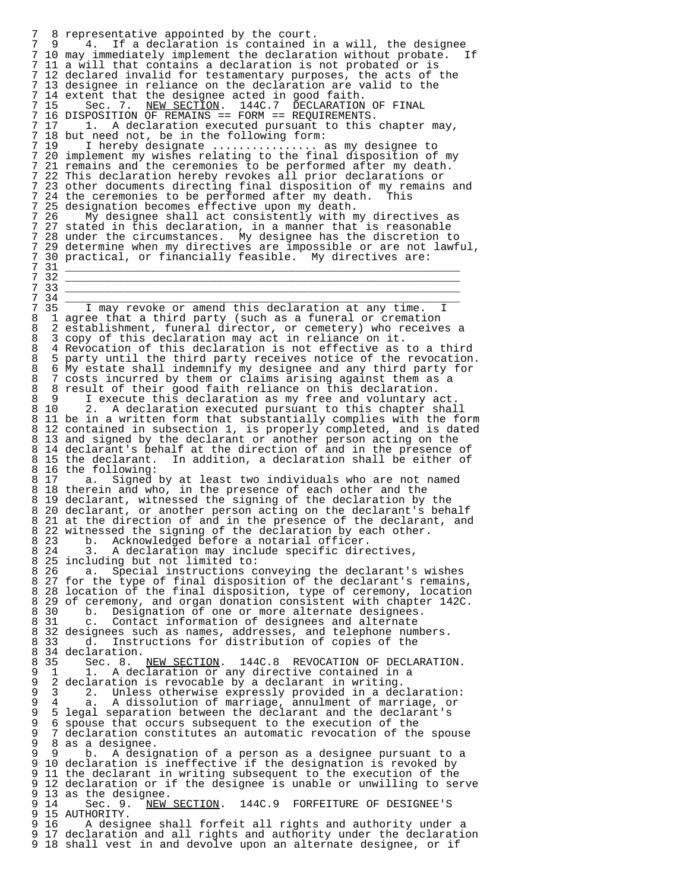representative appointed by the court.

4. If a declaration is contained in a will, the designee may immediately implement the declaration without probate. If a will that contains a declaration is not probated or is declared invalid for testamentary purposes, the acts of the designee in reliance on the declaration are valid to the extent that the designee acted in good faith.

Sec. 7. NEW SECTION. 144C.7 DECLARATION OF FINAL DISPOSITION OF REMAINS == FORM == REQUIREMENTS.

1. A declaration executed pursuant to this chapter may, but need not, be in the following form:

I hereby designate ................ as my designee to implement my wishes relating to the final disposition of my remains and the ceremonies to be performed after my death. This declaration hereby revokes all prior declarations or other documents directing final disposition of my remains and the ceremonies to be performed after my death. This designation becomes effective upon my death.

My designee shall act consistently with my directives as stated in this declaration, in a manner that is reasonable under the circumstances. My designee has the discretion to determine when my directives are impossible or are not lawful, practical, or financially feasible. My directives are:

____________________________________________________________

____________________________________________________________

____________________________________________________________

____________________________________________________________

I may revoke or amend this declaration at any time. I agree that a third party (such as a funeral or cremation establishment, funeral director, or cemetery) who receives a copy of this declaration may act in reliance on it. Revocation of this declaration is not effective as to a third party until the third party receives notice of the revocation. My estate shall indemnify my designee and any third party for costs incurred by them or claims arising against them as a result of their good faith reliance on this declaration.

I execute this declaration as my free and voluntary act.

2. A declaration executed pursuant to this chapter shall be in a written form that substantially complies with the form contained in subsection 1, is properly completed, and is dated and signed by the declarant or another person acting on the declarant's behalf at the direction of and in the presence of the declarant. In addition, a declaration shall be either of the following:

a. Signed by at least two individuals who are not named therein and who, in the presence of each other and the declarant, witnessed the signing of the declaration by the declarant, or another person acting on the declarant's behalf at the direction of and in the presence of the declarant, and witnessed the signing of the declaration by each other.

b. Acknowledged before a notarial officer.

3. A declaration may include specific directives, including but not limited to:

a. Special instructions conveying the declarant's wishes for the type of final disposition of the declarant's remains, location of the final disposition, type of ceremony, location of ceremony, and organ donation consistent with chapter 142C.

b. Designation of one or more alternate designees.

c. Contact information of designees and alternate designees such as names, addresses, and telephone numbers.

d. Instructions for distribution of copies of the declaration.

Sec. 8. NEW SECTION. 144C.8 REVOCATION OF DECLARATION.

1. A declaration or any directive contained in a declaration is revocable by a declarant in writing.

2. Unless otherwise expressly provided in a declaration:

a. A dissolution of marriage, annulment of marriage, or legal separation between the declarant and the declarant's spouse that occurs subsequent to the execution of the declaration constitutes an automatic revocation of the spouse as a designee.

b. A designation of a person as a designee pursuant to a declaration is ineffective if the designation is revoked by the declarant in writing subsequent to the execution of the declaration or if the designee is unable or unwilling to serve as the designee.

Sec. 9. NEW SECTION. 144C.9 FORFEITURE OF DESIGNEE'S AUTHORITY.

A designee shall forfeit all rights and authority under a declaration and all rights and authority under the declaration shall vest in and devolve upon an alternate designee, or if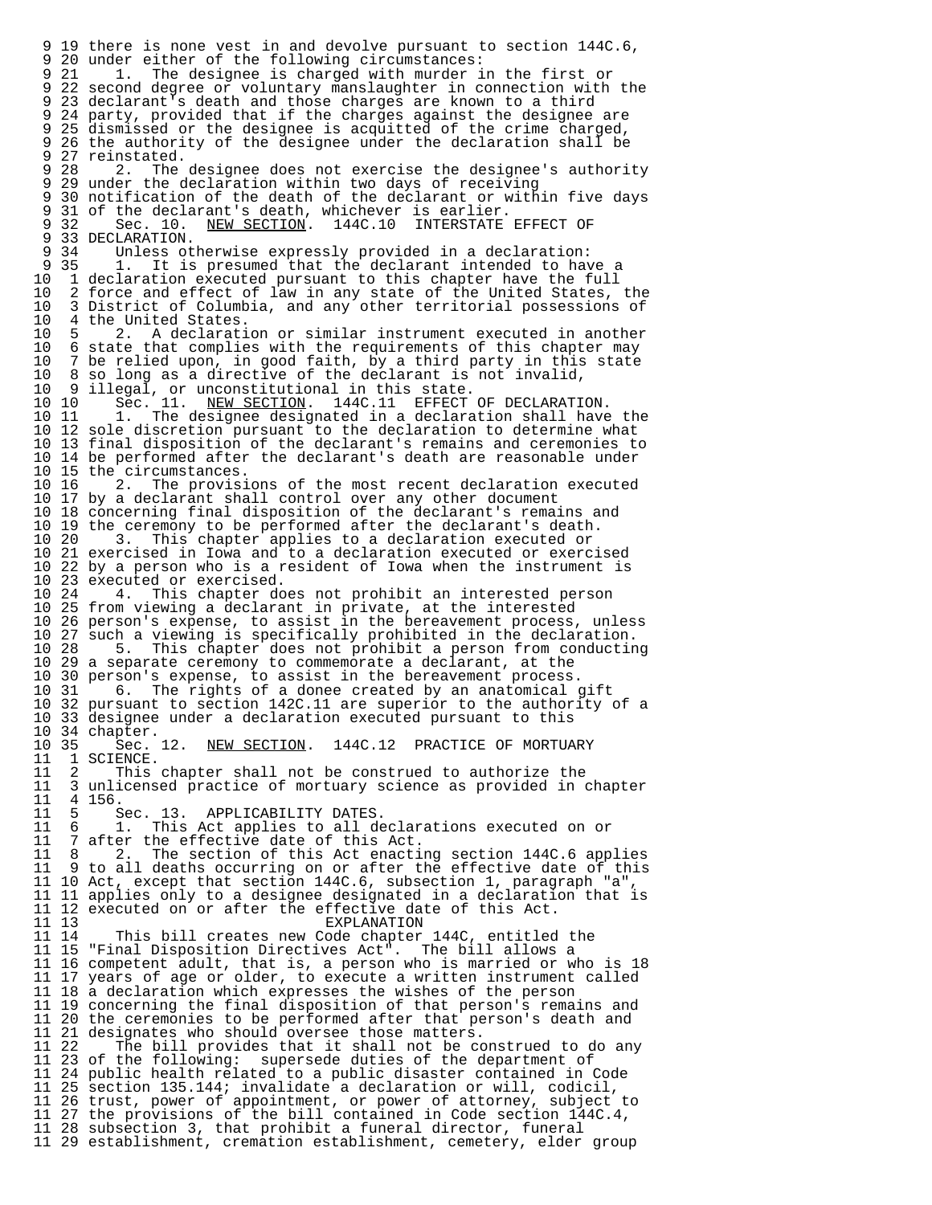there is none vest in and devolve pursuant to section 144C.6, under either of the following circumstances:

1. The designee is charged with murder in the first or second degree or voluntary manslaughter in connection with the declarant's death and those charges are known to a third party, provided that if the charges against the designee are dismissed or the designee is acquitted of the crime charged, the authority of the designee under the declaration shall be reinstated.

2. The designee does not exercise the designee's authority under the declaration within two days of receiving notification of the death of the declarant or within five days of the declarant's death, whichever is earlier.

Sec. 10. NEW SECTION. 144C.10 INTERSTATE EFFECT OF DECLARATION.

Unless otherwise expressly provided in a declaration:

1. It is presumed that the declarant intended to have a declaration executed pursuant to this chapter have the full force and effect of law in any state of the United States, the District of Columbia, and any other territorial possessions of the United States.

2. A declaration or similar instrument executed in another state that complies with the requirements of this chapter may be relied upon, in good faith, by a third party in this state so long as a directive of the declarant is not invalid, illegal, or unconstitutional in this state.

Sec. 11. NEW SECTION. 144C.11 EFFECT OF DECLARATION.

1. The designee designated in a declaration shall have the sole discretion pursuant to the declaration to determine what final disposition of the declarant's remains and ceremonies to be performed after the declarant's death are reasonable under the circumstances.

2. The provisions of the most recent declaration executed by a declarant shall control over any other document concerning final disposition of the declarant's remains and the ceremony to be performed after the declarant's death.

3. This chapter applies to a declaration executed or exercised in Iowa and to a declaration executed or exercised by a person who is a resident of Iowa when the instrument is executed or exercised.

4. This chapter does not prohibit an interested person from viewing a declarant in private, at the interested person's expense, to assist in the bereavement process, unless such a viewing is specifically prohibited in the declaration.

5. This chapter does not prohibit a person from conducting a separate ceremony to commemorate a declarant, at the person's expense, to assist in the bereavement process.

6. The rights of a donee created by an anatomical gift pursuant to section 142C.11 are superior to the authority of a designee under a declaration executed pursuant to this chapter.

Sec. 12. NEW SECTION. 144C.12 PRACTICE OF MORTUARY SCIENCE.

This chapter shall not be construed to authorize the unlicensed practice of mortuary science as provided in chapter 156.

Sec. 13. APPLICABILITY DATES.

1. This Act applies to all declarations executed on or after the effective date of this Act.

2. The section of this Act enacting section 144C.6 applies to all deaths occurring on or after the effective date of this Act, except that section 144C.6, subsection 1, paragraph "a", applies only to a designee designated in a declaration that is executed on or after the effective date of this Act.

## EXPLANATION

This bill creates new Code chapter 144C, entitled the "Final Disposition Directives Act". The bill allows a competent adult, that is, a person who is married or who is 18 years of age or older, to execute a written instrument called a declaration which expresses the wishes of the person concerning the final disposition of that person's remains and the ceremonies to be performed after that person's death and designates who should oversee those matters.

The bill provides that it shall not be construed to do any of the following: supersede duties of the department of public health related to a public disaster contained in Code section 135.144; invalidate a declaration or will, codicil, trust, power of appointment, or power of attorney, subject to the provisions of the bill contained in Code section 144C.4, subsection 3, that prohibit a funeral director, funeral establishment, cremation establishment, cemetery, elder group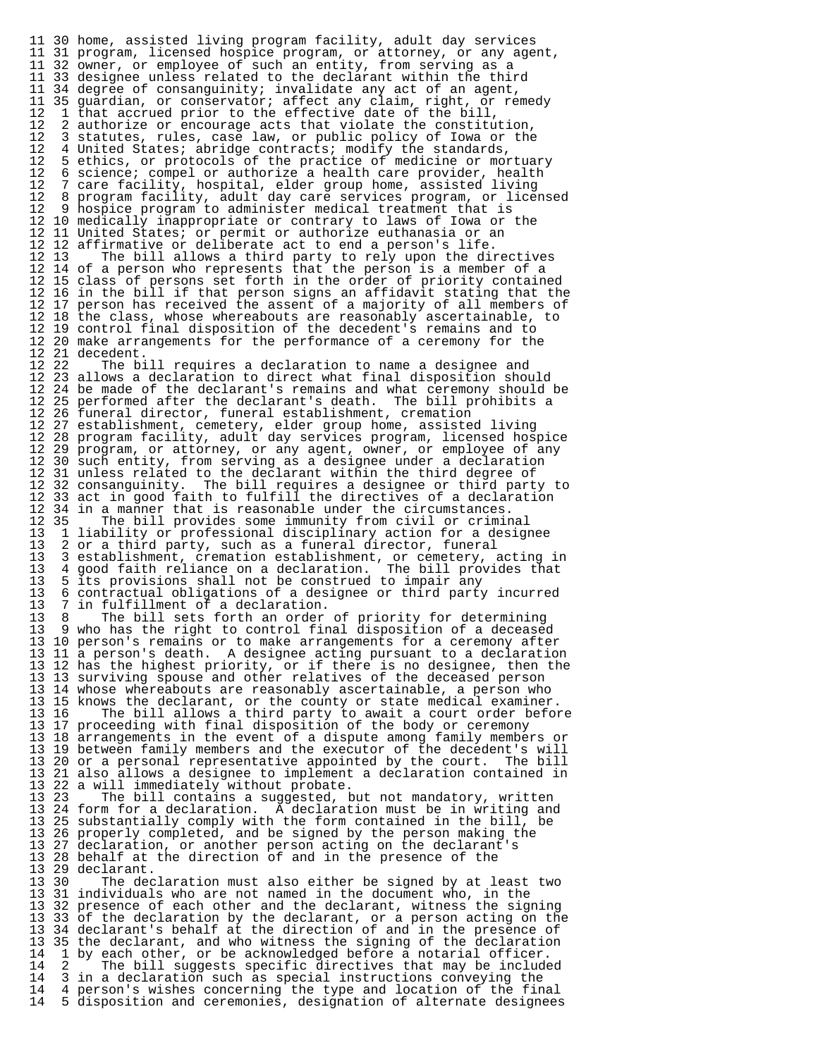home, assisted living program facility, adult day services program, licensed hospice program, or attorney, or any agent, owner, or employee of such an entity, from serving as a designee unless related to the declarant within the third degree of consanguinity; invalidate any act of an agent, guardian, or conservator; affect any claim, right, or remedy that accrued prior to the effective date of the bill, authorize or encourage acts that violate the constitution, statutes, rules, case law, or public policy of Iowa or the United States; abridge contracts; modify the standards, ethics, or protocols of the practice of medicine or mortuary science; compel or authorize a health care provider, health care facility, hospital, elder group home, assisted living program facility, adult day care services program, or licensed hospice program to administer medical treatment that is medically inappropriate or contrary to laws of Iowa or the United States; or permit or authorize euthanasia or an affirmative or deliberate act to end a person's life.

The bill allows a third party to rely upon the directives of a person who represents that the person is a member of a class of persons set forth in the order of priority contained in the bill if that person signs an affidavit stating that the person has received the assent of a majority of all members of the class, whose whereabouts are reasonably ascertainable, to control final disposition of the decedent's remains and to make arrangements for the performance of a ceremony for the decedent.

The bill requires a declaration to name a designee and allows a declaration to direct what final disposition should be made of the declarant's remains and what ceremony should be performed after the declarant's death. The bill prohibits a funeral director, funeral establishment, cremation establishment, cemetery, elder group home, assisted living program facility, adult day services program, licensed hospice program, or attorney, or any agent, owner, or employee of any such entity, from serving as a designee under a declaration unless related to the declarant within the third degree of consanguinity. The bill requires a designee or third party to act in good faith to fulfill the directives of a declaration in a manner that is reasonable under the circumstances.

The bill provides some immunity from civil or criminal liability or professional disciplinary action for a designee or a third party, such as a funeral director, funeral establishment, cremation establishment, or cemetery, acting in good faith reliance on a declaration. The bill provides that its provisions shall not be construed to impair any contractual obligations of a designee or third party incurred in fulfillment of a declaration.

The bill sets forth an order of priority for determining who has the right to control final disposition of a deceased person's remains or to make arrangements for a ceremony after a person's death. A designee acting pursuant to a declaration has the highest priority, or if there is no designee, then the surviving spouse and other relatives of the deceased person whose whereabouts are reasonably ascertainable, a person who knows the declarant, or the county or state medical examiner.

The bill allows a third party to await a court order before proceeding with final disposition of the body or ceremony arrangements in the event of a dispute among family members or between family members and the executor of the decedent's will or a personal representative appointed by the court. The bill also allows a designee to implement a declaration contained in a will immediately without probate.

The bill contains a suggested, but not mandatory, written form for a declaration. A declaration must be in writing and substantially comply with the form contained in the bill, be properly completed, and be signed by the person making the declaration, or another person acting on the declarant's behalf at the direction of and in the presence of the declarant.

The declaration must also either be signed by at least two individuals who are not named in the document who, in the presence of each other and the declarant, witness the signing of the declaration by the declarant, or a person acting on the declarant's behalf at the direction of and in the presence of the declarant, and who witness the signing of the declaration by each other, or be acknowledged before a notarial officer.

The bill suggests specific directives that may be included in a declaration such as special instructions conveying the person's wishes concerning the type and location of the final disposition and ceremonies, designation of alternate designees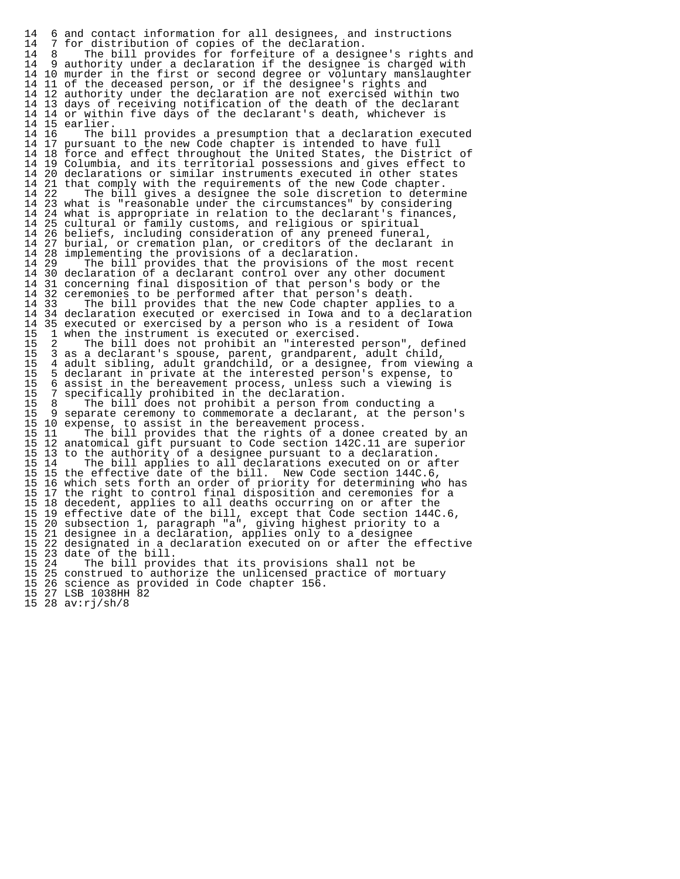and contact information for all designees, and instructions for distribution of copies of the declaration.

The bill provides for forfeiture of a designee's rights and authority under a declaration if the designee is charged with murder in the first or second degree or voluntary manslaughter of the deceased person, or if the designee's rights and authority under the declaration are not exercised within two days of receiving notification of the death of the declarant or within five days of the declarant's death, whichever is earlier.

The bill provides a presumption that a declaration executed pursuant to the new Code chapter is intended to have full force and effect throughout the United States, the District of Columbia, and its territorial possessions and gives effect to declarations or similar instruments executed in other states that comply with the requirements of the new Code chapter.

The bill gives a designee the sole discretion to determine what is "reasonable under the circumstances" by considering what is appropriate in relation to the declarant's finances, cultural or family customs, and religious or spiritual beliefs, including consideration of any preneed funeral, burial, or cremation plan, or creditors of the declarant in implementing the provisions of a declaration.

The bill provides that the provisions of the most recent declaration of a declarant control over any other document concerning final disposition of that person's body or the ceremonies to be performed after that person's death.

The bill provides that the new Code chapter applies to a declaration executed or exercised in Iowa and to a declaration executed or exercised by a person who is a resident of Iowa when the instrument is executed or exercised.

The bill does not prohibit an "interested person", defined as a declarant's spouse, parent, grandparent, adult child, adult sibling, adult grandchild, or a designee, from viewing a declarant in private at the interested person's expense, to assist in the bereavement process, unless such a viewing is specifically prohibited in the declaration.

The bill does not prohibit a person from conducting a separate ceremony to commemorate a declarant, at the person's expense, to assist in the bereavement process.

The bill provides that the rights of a donee created by an anatomical gift pursuant to Code section 142C.11 are superior to the authority of a designee pursuant to a declaration.

The bill applies to all declarations executed on or after the effective date of the bill. New Code section 144C.6, which sets forth an order of priority for determining who has the right to control final disposition and ceremonies for a decedent, applies to all deaths occurring on or after the effective date of the bill, except that Code section 144C.6, subsection 1, paragraph "a", giving highest priority to a designee in a declaration, applies only to a designee designated in a declaration executed on or after the effective date of the bill.

The bill provides that its provisions shall not be construed to authorize the unlicensed practice of mortuary science as provided in Code chapter 156.

LSB 1038HH 82
av:rj/sh/8